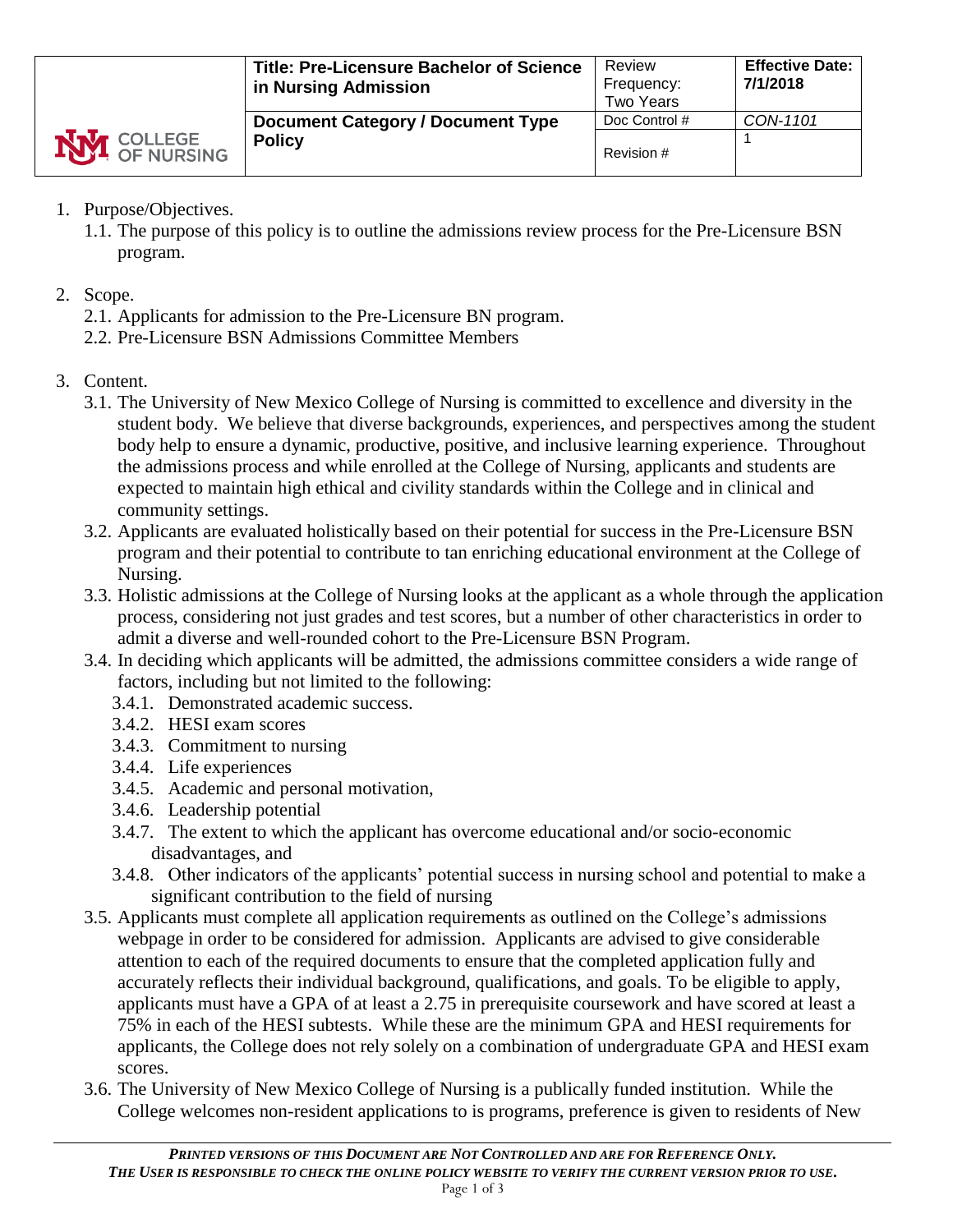| COLLEGE OF NURSING | **Title: Pre-Licensure Bachelor of Science in Nursing Admission** | Review Frequency: Two Years | **Effective Date: 7/1/2018** |
|---|---|---|---|
| | **Document Category / Document Type Policy** | Doc Control # | *CON-1101* |
| | | Revision # | 1 |

1. Purpose/Objectives.
   1.1. The purpose of this policy is to outline the admissions review process for the Pre-Licensure BSN program.

2. Scope.
   2.1. Applicants for admission to the Pre-Licensure BN program.
   2.2. Pre-Licensure BSN Admissions Committee Members

3. Content.
   3.1. The University of New Mexico College of Nursing is committed to excellence and diversity in the student body. We believe that diverse backgrounds, experiences, and perspectives among the student body help to ensure a dynamic, productive, positive, and inclusive learning experience. Throughout the admissions process and while enrolled at the College of Nursing, applicants and students are expected to maintain high ethical and civility standards within the College and in clinical and community settings.
   3.2. Applicants are evaluated holistically based on their potential for success in the Pre-Licensure BSN program and their potential to contribute to tan enriching educational environment at the College of Nursing.
   3.3. Holistic admissions at the College of Nursing looks at the applicant as a whole through the application process, considering not just grades and test scores, but a number of other characteristics in order to admit a diverse and well-rounded cohort to the Pre-Licensure BSN Program.
   3.4. In deciding which applicants will be admitted, the admissions committee considers a wide range of factors, including but not limited to the following:
      3.4.1. Demonstrated academic success.
      3.4.2. HESI exam scores
      3.4.3. Commitment to nursing
      3.4.4. Life experiences
      3.4.5. Academic and personal motivation,
      3.4.6. Leadership potential
      3.4.7. The extent to which the applicant has overcome educational and/or socio-economic disadvantages, and
      3.4.8. Other indicators of the applicants' potential success in nursing school and potential to make a significant contribution to the field of nursing
   3.5. Applicants must complete all application requirements as outlined on the College's admissions webpage in order to be considered for admission. Applicants are advised to give considerable attention to each of the required documents to ensure that the completed application fully and accurately reflects their individual background, qualifications, and goals. To be eligible to apply, applicants must have a GPA of at least a 2.75 in prerequisite coursework and have scored at least a 75% in each of the HESI subtests. While these are the minimum GPA and HESI requirements for applicants, the College does not rely solely on a combination of undergraduate GPA and HESI exam scores.
   3.6. The University of New Mexico College of Nursing is a publically funded institution. While the College welcomes non-resident applications to is programs, preference is given to residents of New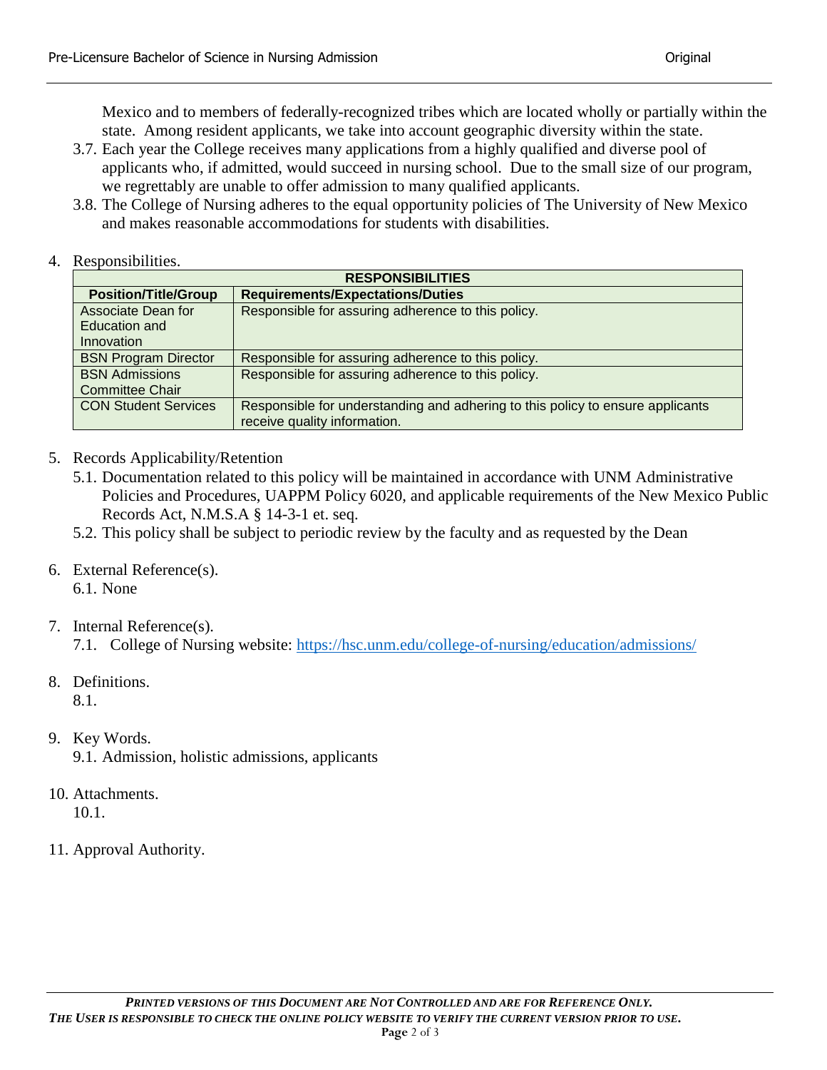Mexico and to members of federally-recognized tribes which are located wholly or partially within the state. Among resident applicants, we take into account geographic diversity within the state.

3.7. Each year the College receives many applications from a highly qualified and diverse pool of applicants who, if admitted, would succeed in nursing school. Due to the small size of our program, we regrettably are unable to offer admission to many qualified applicants.

3.8. The College of Nursing adheres to the equal opportunity policies of The University of New Mexico and makes reasonable accommodations for students with disabilities.

4. Responsibilities.

| RESPONSIBILITIES | |
|---|---|
| **Position/Title/Group** | **Requirements/Expectations/Duties** |
| Associate Dean for Education and Innovation | Responsible for assuring adherence to this policy. |
| BSN Program Director | Responsible for assuring adherence to this policy. |
| BSN Admissions Committee Chair | Responsible for assuring adherence to this policy. |
| CON Student Services | Responsible for understanding and adhering to this policy to ensure applicants receive quality information. |

5. Records Applicability/Retention

5.1. Documentation related to this policy will be maintained in accordance with UNM Administrative Policies and Procedures, UAPPM Policy 6020, and applicable requirements of the New Mexico Public Records Act, N.M.S.A § 14-3-1 et. seq.

5.2. This policy shall be subject to periodic review by the faculty and as requested by the Dean

6. External Reference(s).

6.1. None

7. Internal Reference(s).

7.1. College of Nursing website: https://hsc.unm.edu/college-of-nursing/education/admissions/

8. Definitions.

8.1.

9. Key Words.

9.1. Admission, holistic admissions, applicants

10. Attachments.

10.1.

11. Approval Authority.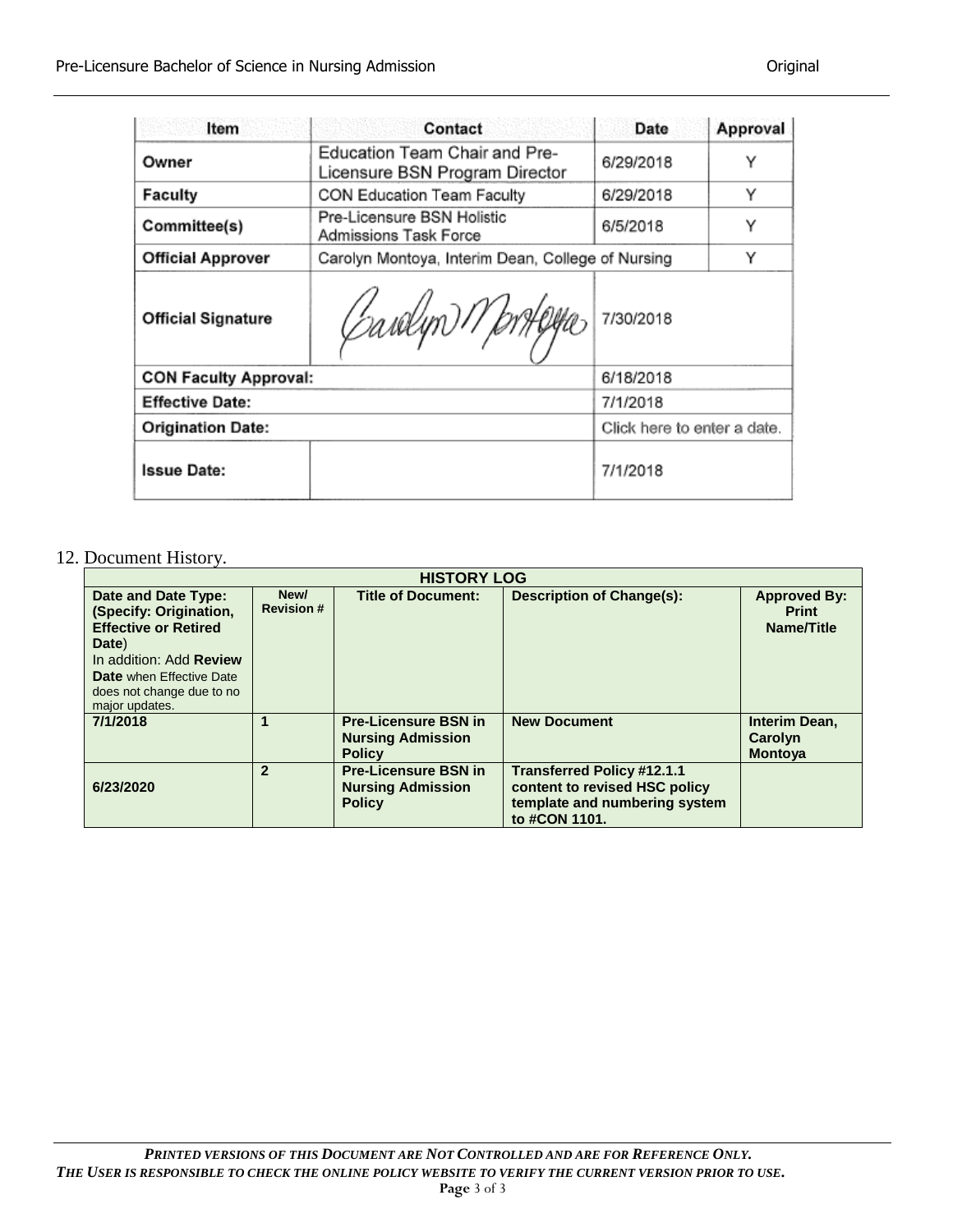| Item | Contact | Date | Approval |
|---|---|---|---|
| **Owner** | Education Team Chair and Pre-Licensure BSN Program Director | 6/29/2018 | Y |
| **Faculty** | CON Education Team Faculty | 6/29/2018 | Y |
| **Committee(s)** | Pre-Licensure BSN Holistic Admissions Task Force | 6/5/2018 | Y |
| **Official Approver** | Carolyn Montoya, Interim Dean, College of Nursing | | Y |
| **Official Signature** | Carolyn Montoya | 7/30/2018 | |
| **CON Faculty Approval:** | | 6/18/2018 | |
| **Effective Date:** | | 7/1/2018 | |
| **Origination Date:** | | Click here to enter a date. | |
| **Issue Date:** | | 7/1/2018 | |

12. Document History.

| HISTORY LOG | | | | |
|---|---|---|---|---|
| **Date and Date Type: (Specify: Origination, Effective or Retired Date)** In addition: Add **Review Date** when Effective Date does not change due to no major updates. | **New/ Revision #** | **Title of Document:** | **Description of Change(s):** | **Approved By: Print Name/Title** |
| **7/1/2018** | **1** | **Pre-Licensure BSN in Nursing Admission Policy** | **New Document** | **Interim Dean, Carolyn Montoya** |
| **6/23/2020** | **2** | **Pre-Licensure BSN in Nursing Admission Policy** | **Transferred Policy #12.1.1 content to revised HSC policy template and numbering system to #CON 1101.** | |

***PRINTED VERSIONS OF THIS DOCUMENT ARE NOT CONTROLLED AND ARE FOR REFERENCE ONLY.***
***THE USER IS RESPONSIBLE TO CHECK THE ONLINE POLICY WEBSITE TO VERIFY THE CURRENT VERSION PRIOR TO USE.***